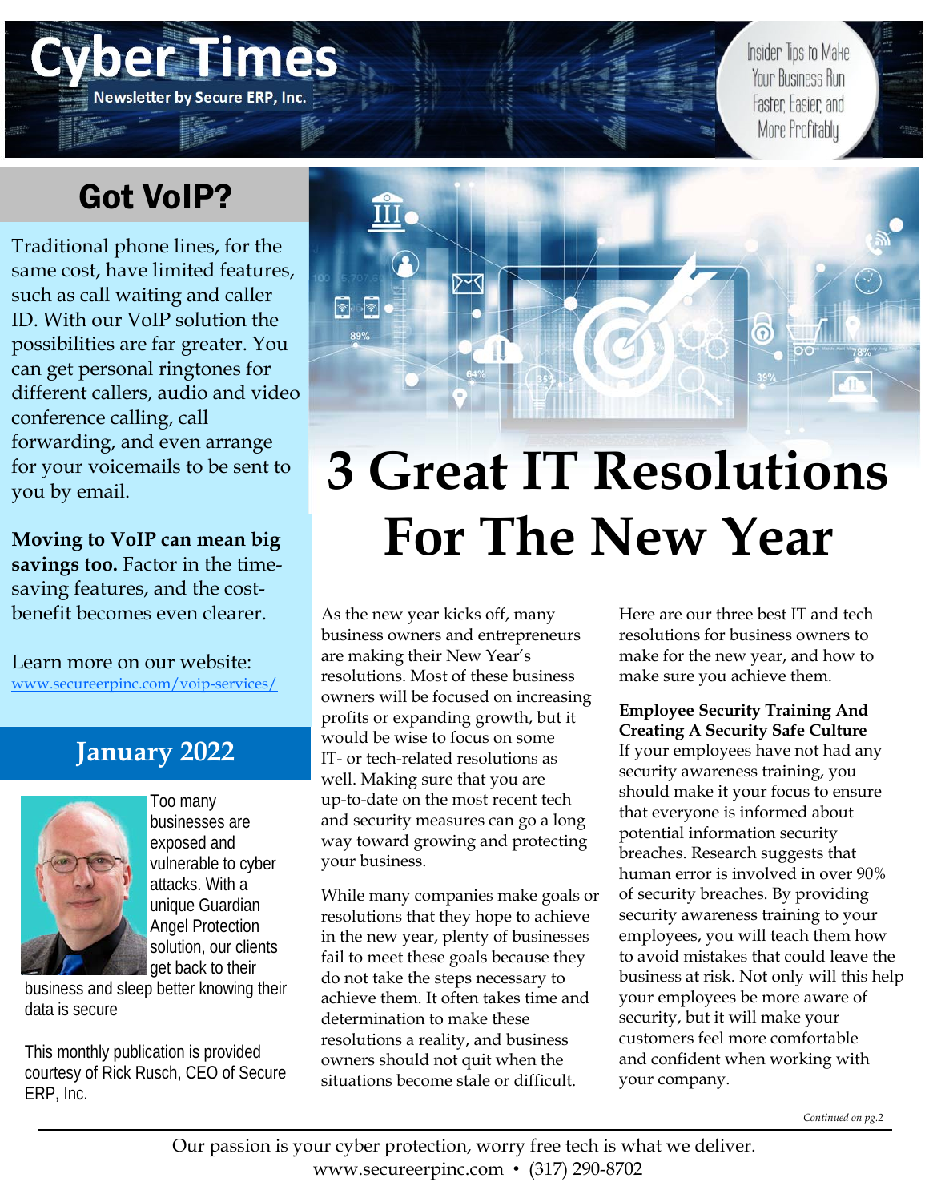# Cyber Times

**Newsletter by Secure ERP, Inc.**

Insider Tips to Make Your Business Run Faster, Easier, and More Profitably

## Got VoIP?

Traditional phone lines, for the same cost, have limited features, such as call waiting and caller ID. With our VoIP solution the possibilities are far greater. You can get personal ringtones for different callers, audio and video conference calling, call forwarding, and even arrange for your voicemails to be sent to you by email.

**Moving to VoIP can mean big savings too.** Factor in the time-saving features, and the cost-benefit becomes even clearer.

Learn more on our website:
www.secureerpinc.com/voip-services/

## January 2022

Too many businesses are exposed and vulnerable to cyber attacks. With a unique Guardian Angel Protection solution, our clients get back to their business and sleep better knowing their data is secure

This monthly publication is provided courtesy of Rick Rusch, CEO of Secure ERP, Inc.

# 3 Great IT Resolutions For The New Year

As the new year kicks off, many business owners and entrepreneurs are making their New Year's resolutions. Most of these business owners will be focused on increasing profits or expanding growth, but it would be wise to focus on some IT- or tech-related resolutions as well. Making sure that you are up-to-date on the most recent tech and security measures can go a long way toward growing and protecting your business.

While many companies make goals or resolutions that they hope to achieve in the new year, plenty of businesses fail to meet these goals because they do not take the steps necessary to achieve them. It often takes time and determination to make these resolutions a reality, and business owners should not quit when the situations become stale or difficult.

Here are our three best IT and tech resolutions for business owners to make for the new year, and how to make sure you achieve them.

**Employee Security Training And Creating A Security Safe Culture**
If your employees have not had any security awareness training, you should make it your focus to ensure that everyone is informed about potential information security breaches. Research suggests that human error is involved in over 90% of security breaches. By providing security awareness training to your employees, you will teach them how to avoid mistakes that could leave the business at risk. Not only will this help your employees be more aware of security, but it will make your customers feel more comfortable and confident when working with your company.

*Continued on pg.2*

Our passion is your cyber protection, worry free tech is what we deliver.
www.secureerpinc.com • (317) 290-8702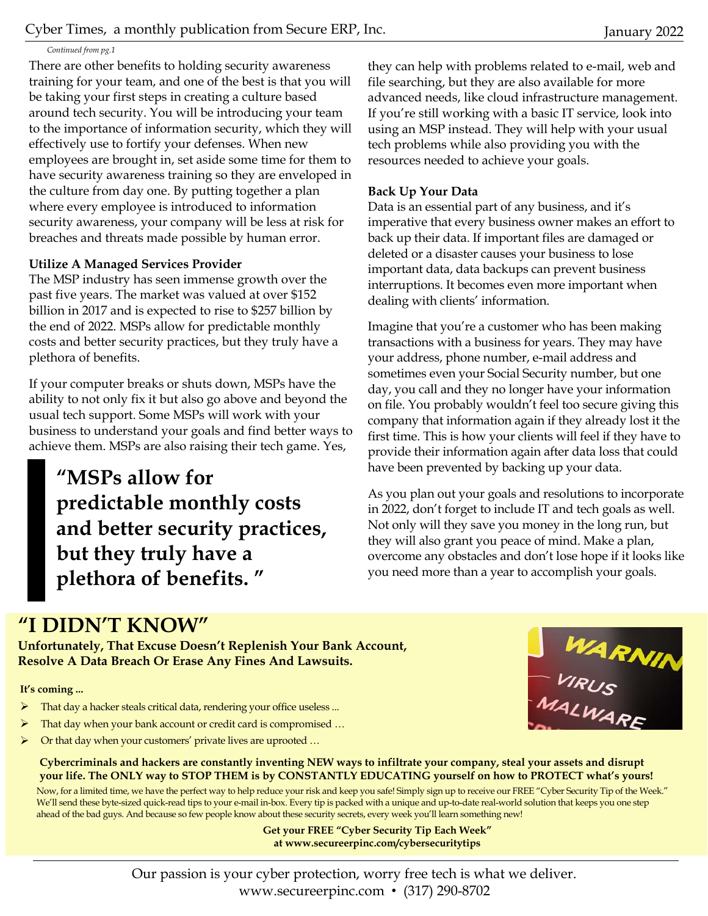*Continued from pg.1*

There are other benefits to holding security awareness training for your team, and one of the best is that you will be taking your first steps in creating a culture based around tech security. You will be introducing your team to the importance of information security, which they will effectively use to fortify your defenses. When new employees are brought in, set aside some time for them to have security awareness training so they are enveloped in the culture from day one. By putting together a plan where every employee is introduced to information security awareness, your company will be less at risk for breaches and threats made possible by human error.

**Utilize A Managed Services Provider**

The MSP industry has seen immense growth over the past five years. The market was valued at over $152 billion in 2017 and is expected to rise to $257 billion by the end of 2022. MSPs allow for predictable monthly costs and better security practices, but they truly have a plethora of benefits.

If your computer breaks or shuts down, MSPs have the ability to not only fix it but also go above and beyond the usual tech support. Some MSPs will work with your business to understand your goals and find better ways to achieve them. MSPs are also raising their tech game. Yes, they can help with problems related to e-mail, web and file searching, but they are also available for more advanced needs, like cloud infrastructure management. If you're still working with a basic IT service, look into using an MSP instead. They will help with your usual tech problems while also providing you with the resources needed to achieve your goals.

> **"MSPs allow for predictable monthly costs and better security practices, but they truly have a plethora of benefits."**

**Back Up Your Data**

Data is an essential part of any business, and it's imperative that every business owner makes an effort to back up their data. If important files are damaged or deleted or a disaster causes your business to lose important data, data backups can prevent business interruptions. It becomes even more important when dealing with clients' information.

Imagine that you're a customer who has been making transactions with a business for years. They may have your address, phone number, e-mail address and sometimes even your Social Security number, but one day, you call and they no longer have your information on file. You probably wouldn't feel too secure giving this company that information again if they already lost it the first time. This is how your clients will feel if they have to provide their information again after data loss that could have been prevented by backing up your data.

As you plan out your goals and resolutions to incorporate in 2022, don't forget to include IT and tech goals as well. Not only will they save you money in the long run, but they will also grant you peace of mind. Make a plan, overcome any obstacles and don't lose hope if it looks like you need more than a year to accomplish your goals.

## "I DIDN'T KNOW"

**Unfortunately, That Excuse Doesn't Replenish Your Bank Account, Resolve A Data Breach Or Erase Any Fines And Lawsuits.**

**It's coming ...**

- That day a hacker steals critical data, rendering your office useless ...
- That day when your bank account or credit card is compromised …
- Or that day when your customers' private lives are uprooted …

**Cybercriminals and hackers are constantly inventing NEW ways to infiltrate your company, steal your assets and disrupt your life. The ONLY way to STOP THEM is by CONSTANTLY EDUCATING yourself on how to PROTECT what's yours!**

Now, for a limited time, we have the perfect way to help reduce your risk and keep you safe! Simply sign up to receive our FREE "Cyber Security Tip of the Week." We'll send these byte-sized quick-read tips to your e-mail in-box. Every tip is packed with a unique and up-to-date real-world solution that keeps you one step ahead of the bad guys. And because so few people know about these security secrets, every week you'll learn something new!

**Get your FREE "Cyber Security Tip Each Week" at www.secureerpinc.com/cybersecuritytips**

Our passion is your cyber protection, worry free tech is what we deliver.
www.secureerpinc.com • (317) 290-8702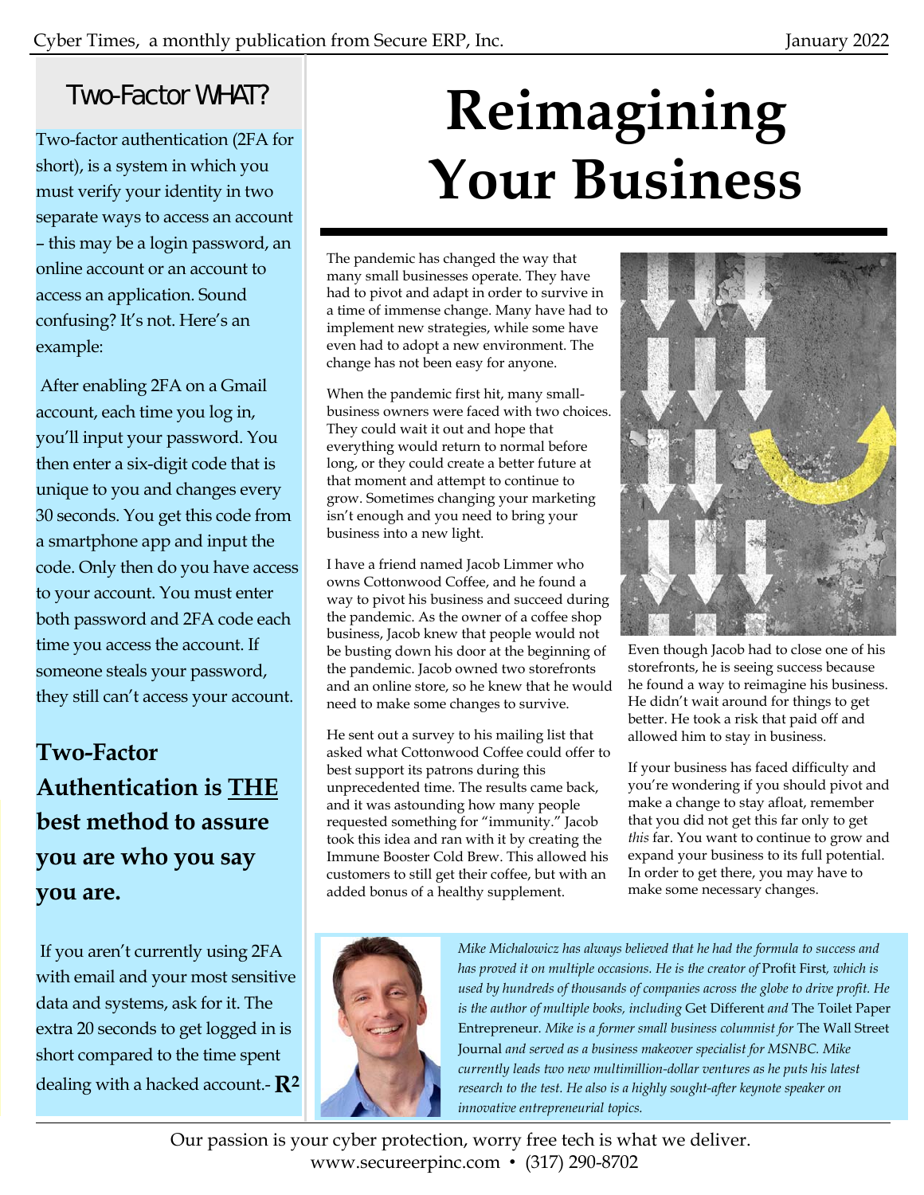## Two-Factor WHAT?

Two-factor authentication (2FA for short), is a system in which you must verify your identity in two separate ways to access an account – this may be a login password, an online account or an account to access an application. Sound confusing? It's not. Here's an example:

After enabling 2FA on a Gmail account, each time you log in, you'll input your password. You then enter a six-digit code that is unique to you and changes every 30 seconds. You get this code from a smartphone app and input the code. Only then do you have access to your account. You must enter both password and 2FA code each time you access the account. If someone steals your password, they still can't access your account.

**Two-Factor Authentication is THE best method to assure you are who you say you are.**

If you aren't currently using 2FA with email and your most sensitive data and systems, ask for it. The extra 20 seconds to get logged in is short compared to the time spent dealing with a hacked account.- **$R^2$**

# Reimagining Your Business

The pandemic has changed the way that many small businesses operate. They have had to pivot and adapt in order to survive in a time of immense change. Many have had to implement new strategies, while some have even had to adopt a new environment. The change has not been easy for anyone.

When the pandemic first hit, many small-business owners were faced with two choices. They could wait it out and hope that everything would return to normal before long, or they could create a better future at that moment and attempt to continue to grow. Sometimes changing your marketing isn't enough and you need to bring your business into a new light.

I have a friend named Jacob Limmer who owns Cottonwood Coffee, and he found a way to pivot his business and succeed during the pandemic. As the owner of a coffee shop business, Jacob knew that people would not be busting down his door at the beginning of the pandemic. Jacob owned two storefronts and an online store, so he knew that he would need to make some changes to survive.

He sent out a survey to his mailing list that asked what Cottonwood Coffee could offer to best support its patrons during this unprecedented time. The results came back, and it was astounding how many people requested something for "immunity." Jacob took this idea and ran with it by creating the Immune Booster Cold Brew. This allowed his customers to still get their coffee, but with an added bonus of a healthy supplement.

Even though Jacob had to close one of his storefronts, he is seeing success because he found a way to reimagine his business. He didn't wait around for things to get better. He took a risk that paid off and allowed him to stay in business.

If your business has faced difficulty and you're wondering if you should pivot and make a change to stay afloat, remember that you did not get this far only to get *this* far. You want to continue to grow and expand your business to its full potential. In order to get there, you may have to make some necessary changes.

*Mike Michalowicz has always believed that he had the formula to success and has proved it on multiple occasions. He is the creator of* Profit First*, which is used by hundreds of thousands of companies across the globe to drive profit. He is the author of multiple books, including* Get Different *and* The Toilet Paper Entrepreneur*. Mike is a former small business columnist for* The Wall Street Journal *and served as a business makeover specialist for MSNBC. Mike currently leads two new multimillion-dollar ventures as he puts his latest research to the test. He also is a highly sought-after keynote speaker on innovative entrepreneurial topics.*

Our passion is your cyber protection, worry free tech is what we deliver.
www.secureerpinc.com • (317) 290-8702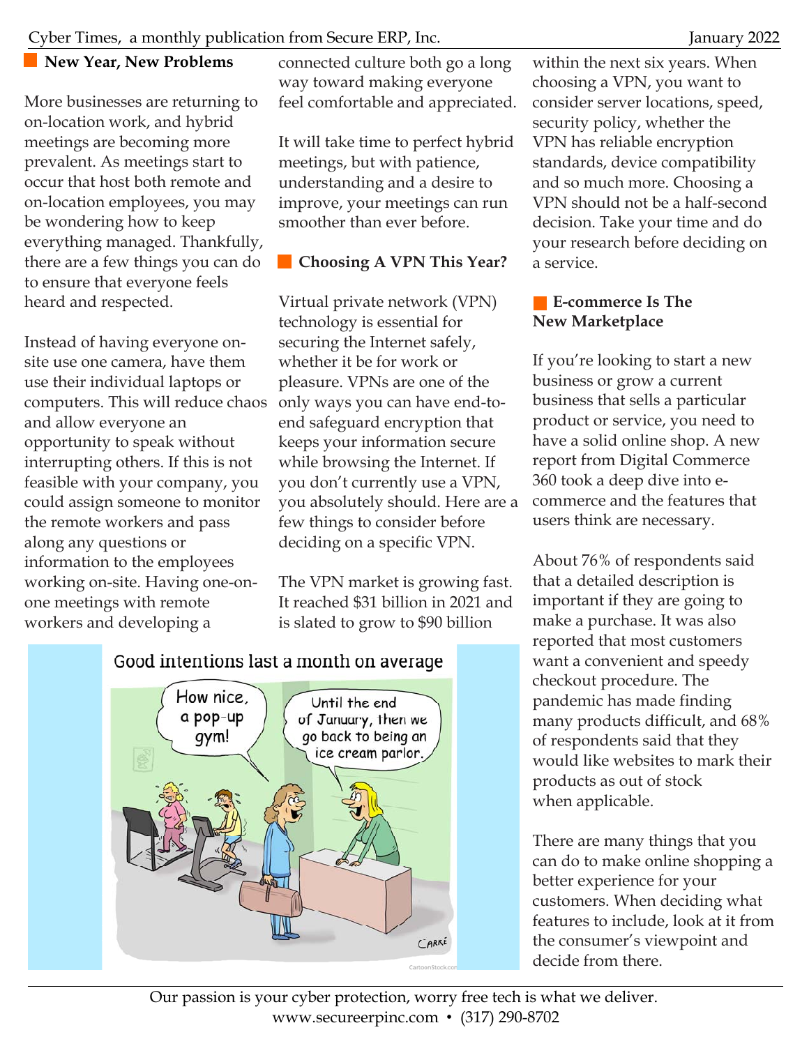## New Year, New Problems

More businesses are returning to on-location work, and hybrid meetings are becoming more prevalent. As meetings start to occur that host both remote and on-location employees, you may be wondering how to keep everything managed. Thankfully, there are a few things you can do to ensure that everyone feels heard and respected.

Instead of having everyone on-site use one camera, have them use their individual laptops or computers. This will reduce chaos and allow everyone an opportunity to speak without interrupting others. If this is not feasible with your company, you could assign someone to monitor the remote workers and pass along any questions or information to the employees working on-site. Having one-on-one meetings with remote workers and developing a connected culture both go a long way toward making everyone feel comfortable and appreciated.

It will take time to perfect hybrid meetings, but with patience, understanding and a desire to improve, your meetings can run smoother than ever before.

## Choosing A VPN This Year?

Virtual private network (VPN) technology is essential for securing the Internet safely, whether it be for work or pleasure. VPNs are one of the only ways you can have end-to-end safeguard encryption that keeps your information secure while browsing the Internet. If you don't currently use a VPN, you absolutely should. Here are a few things to consider before deciding on a specific VPN.

The VPN market is growing fast. It reached $31 billion in 2021 and is slated to grow to $90 billion within the next six years. When choosing a VPN, you want to consider server locations, speed, security policy, whether the VPN has reliable encryption standards, device compatibility and so much more. Choosing a VPN should not be a half-second decision. Take your time and do your research before deciding on a service.

Good intentions last a month on average

## E-commerce Is The New Marketplace

If you're looking to start a new business or grow a current business that sells a particular product or service, you need to have a solid online shop. A new report from Digital Commerce 360 took a deep dive into e-commerce and the features that users think are necessary.

About 76% of respondents said that a detailed description is important if they are going to make a purchase. It was also reported that most customers want a convenient and speedy checkout procedure. The pandemic has made finding many products difficult, and 68% of respondents said that they would like websites to mark their products as out of stock when applicable.

There are many things that you can do to make online shopping a better experience for your customers. When deciding what features to include, look at it from the consumer's viewpoint and decide from there.

Our passion is your cyber protection, worry free tech is what we deliver.
www.secureerpinc.com • (317) 290-8702